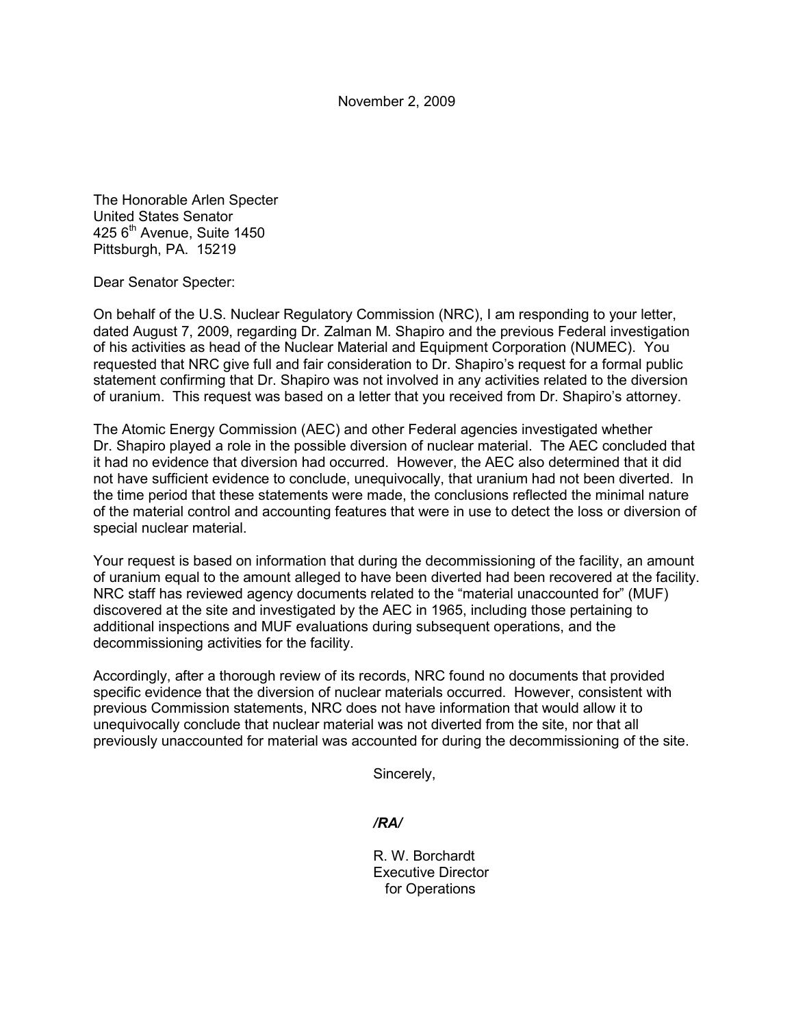November 2, 2009

The Honorable Arlen Specter
United States Senator
425 6th Avenue, Suite 1450
Pittsburgh, PA. 15219

Dear Senator Specter:

On behalf of the U.S. Nuclear Regulatory Commission (NRC), I am responding to your letter, dated August 7, 2009, regarding Dr. Zalman M. Shapiro and the previous Federal investigation of his activities as head of the Nuclear Material and Equipment Corporation (NUMEC). You requested that NRC give full and fair consideration to Dr. Shapiro's request for a formal public statement confirming that Dr. Shapiro was not involved in any activities related to the diversion of uranium. This request was based on a letter that you received from Dr. Shapiro's attorney.

The Atomic Energy Commission (AEC) and other Federal agencies investigated whether Dr. Shapiro played a role in the possible diversion of nuclear material. The AEC concluded that it had no evidence that diversion had occurred. However, the AEC also determined that it did not have sufficient evidence to conclude, unequivocally, that uranium had not been diverted. In the time period that these statements were made, the conclusions reflected the minimal nature of the material control and accounting features that were in use to detect the loss or diversion of special nuclear material.

Your request is based on information that during the decommissioning of the facility, an amount of uranium equal to the amount alleged to have been diverted had been recovered at the facility. NRC staff has reviewed agency documents related to the "material unaccounted for" (MUF) discovered at the site and investigated by the AEC in 1965, including those pertaining to additional inspections and MUF evaluations during subsequent operations, and the decommissioning activities for the facility.

Accordingly, after a thorough review of its records, NRC found no documents that provided specific evidence that the diversion of nuclear materials occurred. However, consistent with previous Commission statements, NRC does not have information that would allow it to unequivocally conclude that nuclear material was not diverted from the site, nor that all previously unaccounted for material was accounted for during the decommissioning of the site.

Sincerely,

***/RA/***

R. W. Borchardt
Executive Director
for Operations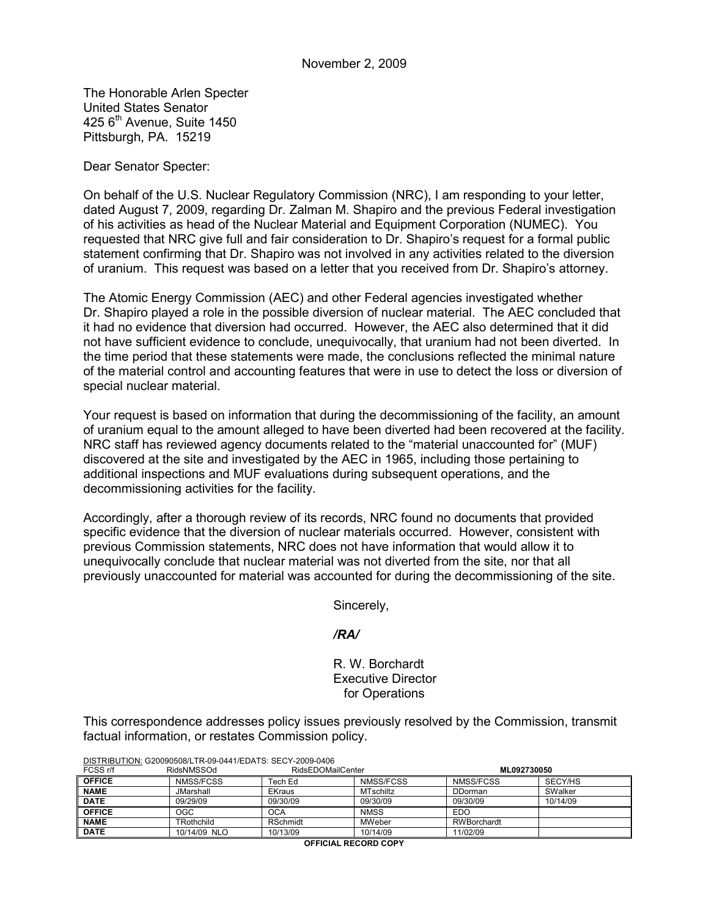November 2, 2009

The Honorable Arlen Specter
United States Senator
425 6th Avenue, Suite 1450
Pittsburgh, PA. 15219

Dear Senator Specter:

On behalf of the U.S. Nuclear Regulatory Commission (NRC), I am responding to your letter, dated August 7, 2009, regarding Dr. Zalman M. Shapiro and the previous Federal investigation of his activities as head of the Nuclear Material and Equipment Corporation (NUMEC). You requested that NRC give full and fair consideration to Dr. Shapiro's request for a formal public statement confirming that Dr. Shapiro was not involved in any activities related to the diversion of uranium. This request was based on a letter that you received from Dr. Shapiro's attorney.

The Atomic Energy Commission (AEC) and other Federal agencies investigated whether Dr. Shapiro played a role in the possible diversion of nuclear material. The AEC concluded that it had no evidence that diversion had occurred. However, the AEC also determined that it did not have sufficient evidence to conclude, unequivocally, that uranium had not been diverted. In the time period that these statements were made, the conclusions reflected the minimal nature of the material control and accounting features that were in use to detect the loss or diversion of special nuclear material.

Your request is based on information that during the decommissioning of the facility, an amount of uranium equal to the amount alleged to have been diverted had been recovered at the facility. NRC staff has reviewed agency documents related to the "material unaccounted for" (MUF) discovered at the site and investigated by the AEC in 1965, including those pertaining to additional inspections and MUF evaluations during subsequent operations, and the decommissioning activities for the facility.

Accordingly, after a thorough review of its records, NRC found no documents that provided specific evidence that the diversion of nuclear materials occurred. However, consistent with previous Commission statements, NRC does not have information that would allow it to unequivocally conclude that nuclear material was not diverted from the site, nor that all previously unaccounted for material was accounted for during the decommissioning of the site.

Sincerely,

*/RA/*

R. W. Borchardt
Executive Director
for Operations

This correspondence addresses policy issues previously resolved by the Commission, transmit factual information, or restates Commission policy.

DISTRIBUTION: G20090508/LTR-09-0441/EDATS: SECY-2009-0406
FCSS r/f RidsNMSSOd RidsEDOMailCenter **ML092730050**

| | | | | | |
|---|---|---|---|---|---|
| **OFFICE** | NMSS/FCSS | Tech Ed | NMSS/FCSS | NMSS/FCSS | SECY/HS |
| **NAME** | JMarshall | EKraus | MTschiltz | DDorman | SWalker |
| **DATE** | 09/29/09 | 09/30/09 | 09/30/09 | 09/30/09 | 10/14/09 |
| **OFFICE** | OGC | OCA | NMSS | EDO | |
| **NAME** | TRothchild | RSchmidt | MWeber | RWBorchardt | |
| **DATE** | 10/14/09 NLO | 10/13/09 | 10/14/09 | 11/02/09 | |

**OFFICIAL RECORD COPY**